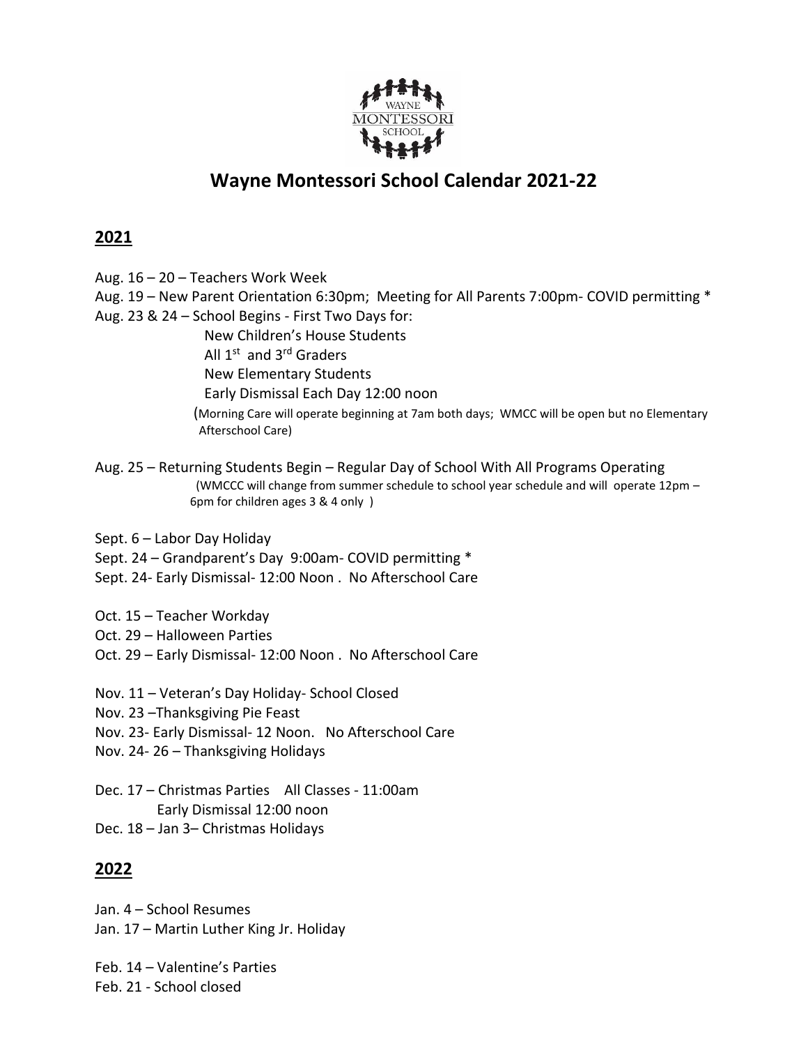# Wayne Montessori School Calendar 2021-22

## 2021

Aug. 16 – 20 – Teachers Work Week
Aug. 19 – New Parent Orientation 6:30pm; Meeting for All Parents 7:00pm- COVID permitting *
Aug. 23 & 24 – School Begins - First Two Days for:
  New Children's House Students
  All 1st and 3rd Graders
  New Elementary Students
  Early Dismissal Each Day 12:00 noon
  (Morning Care will operate beginning at 7am both days; WMCC will be open but no Elementary Afterschool Care)

Aug. 25 – Returning Students Begin – Regular Day of School With All Programs Operating
  (WMCCC will change from summer schedule to school year schedule and will operate 12pm – 6pm for children ages 3 & 4 only )

Sept. 6 – Labor Day Holiday
Sept. 24 – Grandparent's Day 9:00am- COVID permitting *
Sept. 24- Early Dismissal- 12:00 Noon . No Afterschool Care

Oct. 15 – Teacher Workday
Oct. 29 – Halloween Parties
Oct. 29 – Early Dismissal- 12:00 Noon . No Afterschool Care

Nov. 11 – Veteran's Day Holiday- School Closed
Nov. 23 –Thanksgiving Pie Feast
Nov. 23- Early Dismissal- 12 Noon. No Afterschool Care
Nov. 24- 26 – Thanksgiving Holidays

Dec. 17 – Christmas Parties All Classes - 11:00am
  Early Dismissal 12:00 noon
Dec. 18 – Jan 3– Christmas Holidays

## 2022

Jan. 4 – School Resumes
Jan. 17 – Martin Luther King Jr. Holiday

Feb. 14 – Valentine's Parties
Feb. 21 - School closed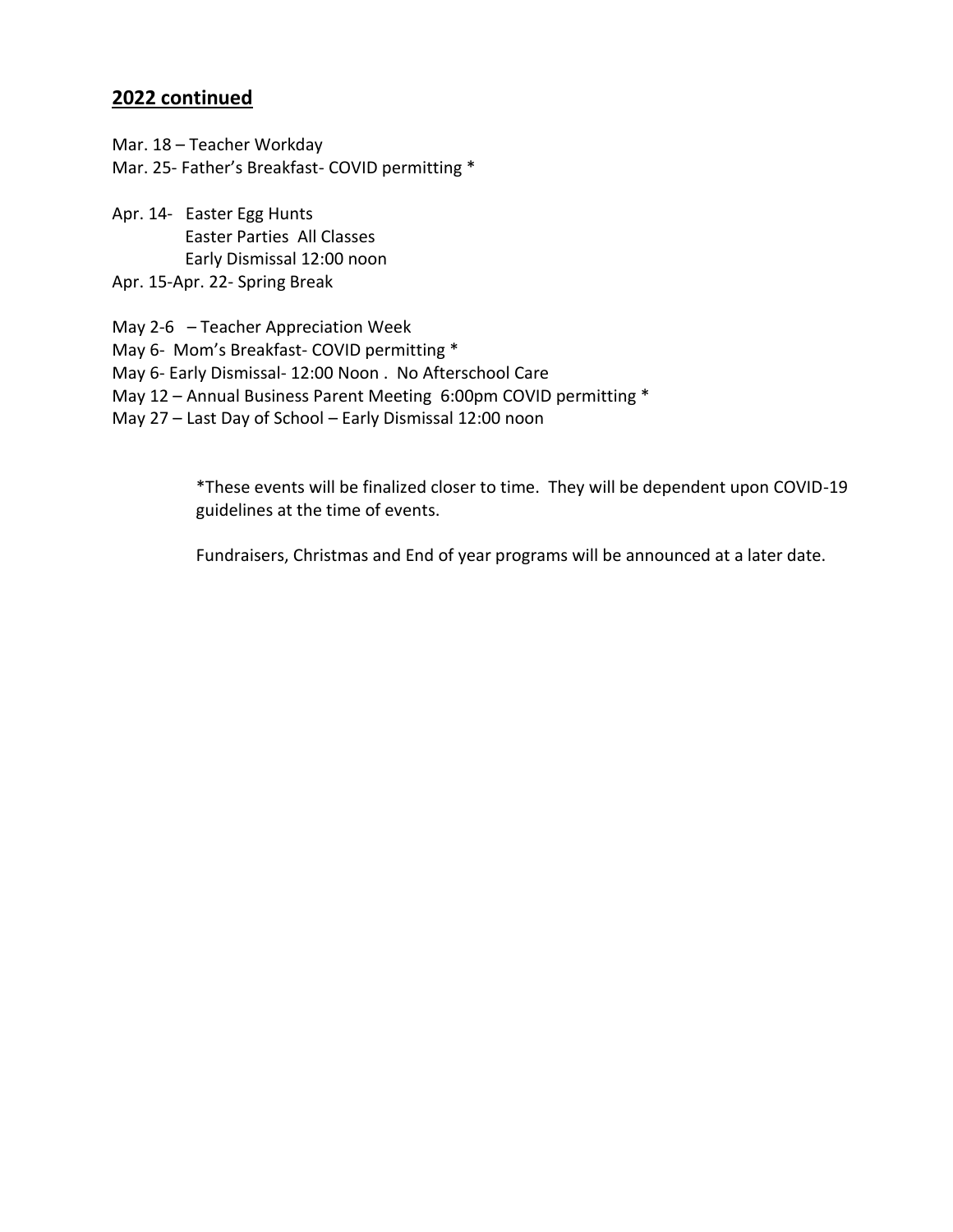## 2022 continued

Mar. 18 – Teacher Workday
Mar. 25- Father's Breakfast- COVID permitting *

Apr. 14- Easter Egg Hunts
Easter Parties All Classes
Early Dismissal 12:00 noon
Apr. 15-Apr. 22- Spring Break

May 2-6 – Teacher Appreciation Week
May 6- Mom's Breakfast- COVID permitting *
May 6- Early Dismissal- 12:00 Noon . No Afterschool Care
May 12 – Annual Business Parent Meeting 6:00pm COVID permitting *
May 27 – Last Day of School – Early Dismissal 12:00 noon

*These events will be finalized closer to time. They will be dependent upon COVID-19 guidelines at the time of events.

Fundraisers, Christmas and End of year programs will be announced at a later date.